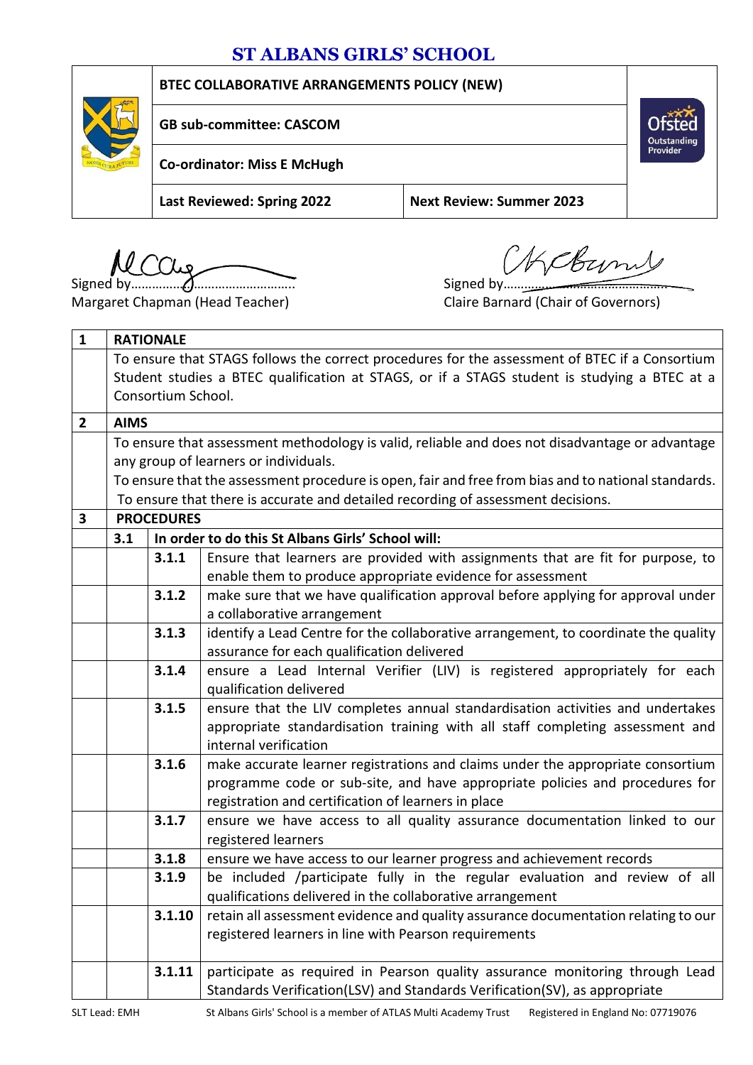# ST ALBANS GIRLS' SCHOOL

| | | |
|---|---|---|
| **BTEC COLLABORATIVE ARRANGEMENTS POLICY (NEW)** | | |
| **GB sub-committee: CASCOM** | | |
| **Co-ordinator: Miss E McHugh** | | |
| **Last Reviewed: Spring 2022** | **Next Review: Summer 2023** | |

Signed by……………………………………..
Margaret Chapman (Head Teacher)

Signed by……………………………………..
Claire Barnard (Chair of Governors)

| | | | |
|---|---|---|---|
| **1** | **RATIONALE** | | |
| | To ensure that STAGS follows the correct procedures for the assessment of BTEC if a Consortium Student studies a BTEC qualification at STAGS, or if a STAGS student is studying a BTEC at a Consortium School. | | |
| **2** | **AIMS** | | |
| | To ensure that assessment methodology is valid, reliable and does not disadvantage or advantage any group of learners or individuals. To ensure that the assessment procedure is open, fair and free from bias and to national standards. To ensure that there is accurate and detailed recording of assessment decisions. | | |
| **3** | **PROCEDURES** | | |
| | **3.1** | **In order to do this St Albans Girls' School will:** | |
| | | **3.1.1** | Ensure that learners are provided with assignments that are fit for purpose, to enable them to produce appropriate evidence for assessment |
| | | **3.1.2** | make sure that we have qualification approval before applying for approval under a collaborative arrangement |
| | | **3.1.3** | identify a Lead Centre for the collaborative arrangement, to coordinate the quality assurance for each qualification delivered |
| | | **3.1.4** | ensure a Lead Internal Verifier (LIV) is registered appropriately for each qualification delivered |
| | | **3.1.5** | ensure that the LIV completes annual standardisation activities and undertakes appropriate standardisation training with all staff completing assessment and internal verification |
| | | **3.1.6** | make accurate learner registrations and claims under the appropriate consortium programme code or sub-site, and have appropriate policies and procedures for registration and certification of learners in place |
| | | **3.1.7** | ensure we have access to all quality assurance documentation linked to our registered learners |
| | | **3.1.8** | ensure we have access to our learner progress and achievement records |
| | | **3.1.9** | be included /participate fully in the regular evaluation and review of all qualifications delivered in the collaborative arrangement |
| | | **3.1.10** | retain all assessment evidence and quality assurance documentation relating to our registered learners in line with Pearson requirements |
| | | **3.1.11** | participate as required in Pearson quality assurance monitoring through Lead Standards Verification(LSV) and Standards Verification(SV), as appropriate |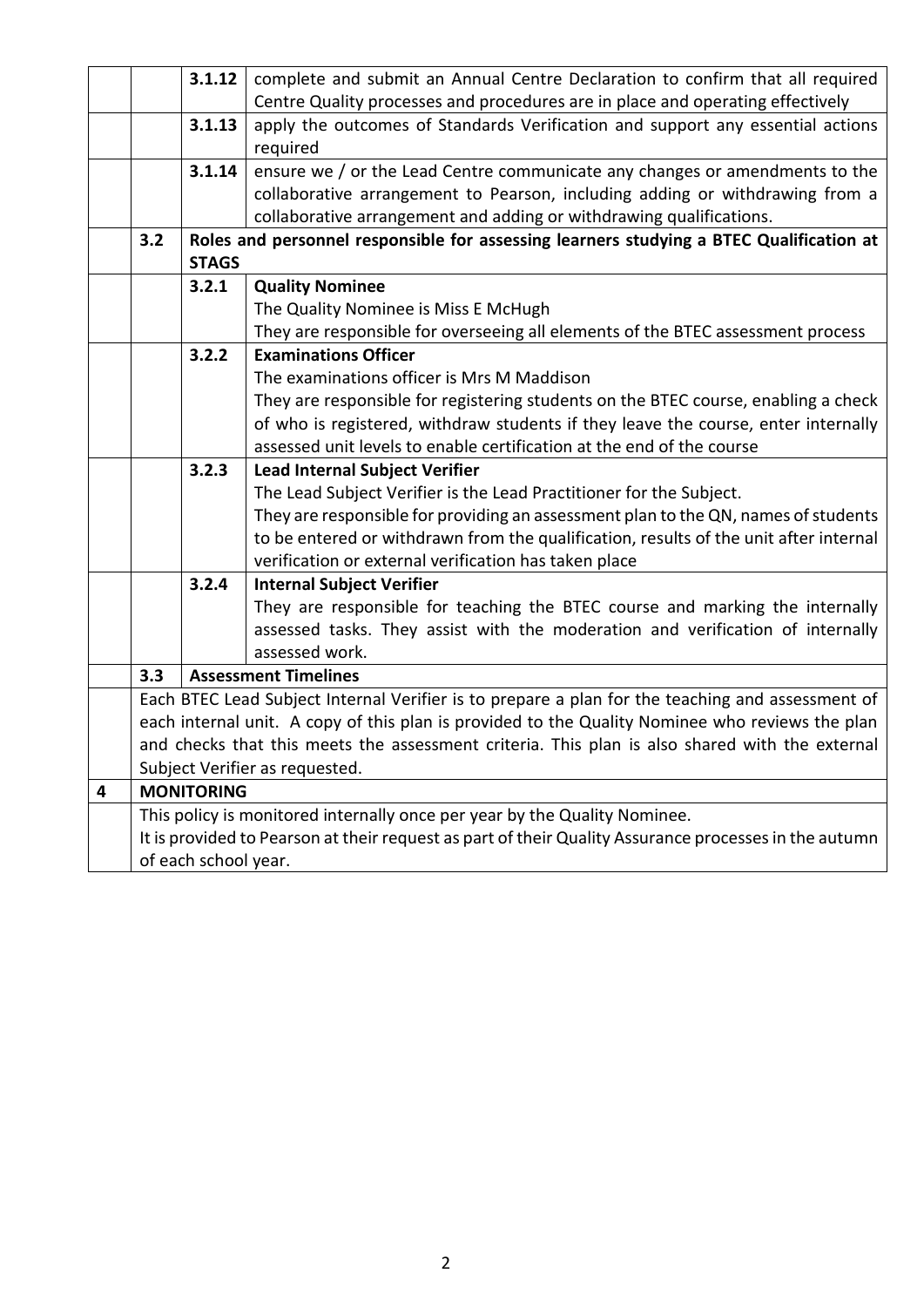| | | | |
|---|---|---|---|
| | | **3.1.12** | complete and submit an Annual Centre Declaration to confirm that all required Centre Quality processes and procedures are in place and operating effectively |
| | | **3.1.13** | apply the outcomes of Standards Verification and support any essential actions required |
| | | **3.1.14** | ensure we / or the Lead Centre communicate any changes or amendments to the collaborative arrangement to Pearson, including adding or withdrawing from a collaborative arrangement and adding or withdrawing qualifications. |
| | **3.2** | **Roles and personnel responsible for assessing learners studying a BTEC Qualification at STAGS** | |
| | | **3.2.1** | **Quality Nominee**<br>The Quality Nominee is Miss E McHugh<br>They are responsible for overseeing all elements of the BTEC assessment process |
| | | **3.2.2** | **Examinations Officer**<br>The examinations officer is Mrs M Maddison<br>They are responsible for registering students on the BTEC course, enabling a check of who is registered, withdraw students if they leave the course, enter internally assessed unit levels to enable certification at the end of the course |
| | | **3.2.3** | **Lead Internal Subject Verifier**<br>The Lead Subject Verifier is the Lead Practitioner for the Subject.<br>They are responsible for providing an assessment plan to the QN, names of students to be entered or withdrawn from the qualification, results of the unit after internal verification or external verification has taken place |
| | | **3.2.4** | **Internal Subject Verifier**<br>They are responsible for teaching the BTEC course and marking the internally assessed tasks. They assist with the moderation and verification of internally assessed work. |
| | **3.3** | **Assessment Timelines** | |
| | Each BTEC Lead Subject Internal Verifier is to prepare a plan for the teaching and assessment of each internal unit. A copy of this plan is provided to the Quality Nominee who reviews the plan and checks that this meets the assessment criteria. This plan is also shared with the external Subject Verifier as requested. | | |
| **4** | **MONITORING** | | |
| | This policy is monitored internally once per year by the Quality Nominee.<br>It is provided to Pearson at their request as part of their Quality Assurance processes in the autumn of each school year. | | |